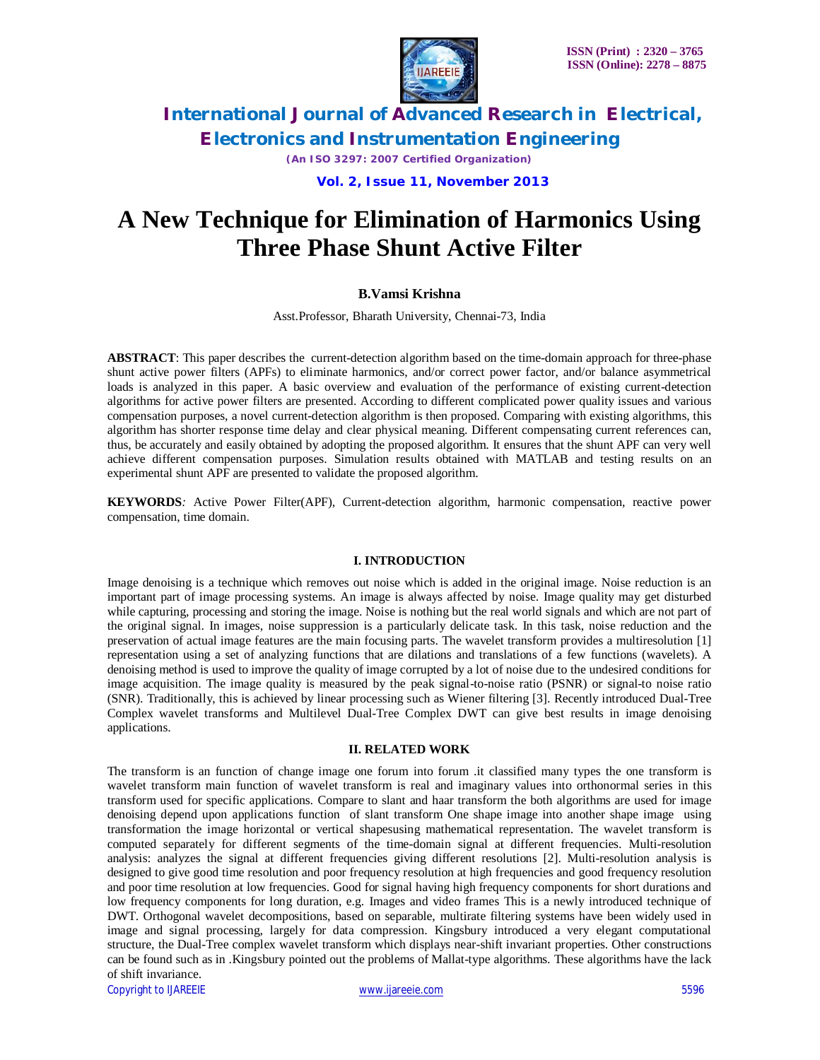# A New Technique for Elimination of Harmonics Using Three Phase Shunt Active Filter

**B.Vamsi Krishna**

Asst.Professor, Bharath University, Chennai-73, India

**ABSTRACT**: This paper describes the current-detection algorithm based on the time-domain approach for three-phase shunt active power filters (APFs) to eliminate harmonics, and/or correct power factor, and/or balance asymmetrical loads is analyzed in this paper. A basic overview and evaluation of the performance of existing current-detection algorithms for active power filters are presented. According to different complicated power quality issues and various compensation purposes, a novel current-detection algorithm is then proposed. Comparing with existing algorithms, this algorithm has shorter response time delay and clear physical meaning. Different compensating current references can, thus, be accurately and easily obtained by adopting the proposed algorithm. It ensures that the shunt APF can very well achieve different compensation purposes. Simulation results obtained with MATLAB and testing results on an experimental shunt APF are presented to validate the proposed algorithm.

**KEYWORDS**: Active Power Filter(APF), Current-detection algorithm, harmonic compensation, reactive power compensation, time domain.

## I. INTRODUCTION

Image denoising is a technique which removes out noise which is added in the original image. Noise reduction is an important part of image processing systems. An image is always affected by noise. Image quality may get disturbed while capturing, processing and storing the image. Noise is nothing but the real world signals and which are not part of the original signal. In images, noise suppression is a particularly delicate task. In this task, noise reduction and the preservation of actual image features are the main focusing parts. The wavelet transform provides a multiresolution [1] representation using a set of analyzing functions that are dilations and translations of a few functions (wavelets). A denoising method is used to improve the quality of image corrupted by a lot of noise due to the undesired conditions for image acquisition. The image quality is measured by the peak signal-to-noise ratio (PSNR) or signal-to noise ratio (SNR). Traditionally, this is achieved by linear processing such as Wiener filtering [3]. Recently introduced Dual-Tree Complex wavelet transforms and Multilevel Dual-Tree Complex DWT can give best results in image denoising applications.

## II. RELATED WORK

The transform is an function of change image one forum into forum .it classified many types the one transform is wavelet transform main function of wavelet transform is real and imaginary values into orthonormal series in this transform used for specific applications. Compare to slant and haar transform the both algorithms are used for image denoising depend upon applications function of slant transform One shape image into another shape image using transformation the image horizontal or vertical shapesusing mathematical representation. The wavelet transform is computed separately for different segments of the time-domain signal at different frequencies. Multi-resolution analysis: analyzes the signal at different frequencies giving different resolutions [2]. Multi-resolution analysis is designed to give good time resolution and poor frequency resolution at high frequencies and good frequency resolution and poor time resolution at low frequencies. Good for signal having high frequency components for short durations and low frequency components for long duration, e.g. Images and video frames This is a newly introduced technique of DWT. Orthogonal wavelet decompositions, based on separable, multirate filtering systems have been widely used in image and signal processing, largely for data compression. Kingsbury introduced a very elegant computational structure, the Dual-Tree complex wavelet transform which displays near-shift invariant properties. Other constructions can be found such as in .Kingsbury pointed out the problems of Mallat-type algorithms. These algorithms have the lack of shift invariance.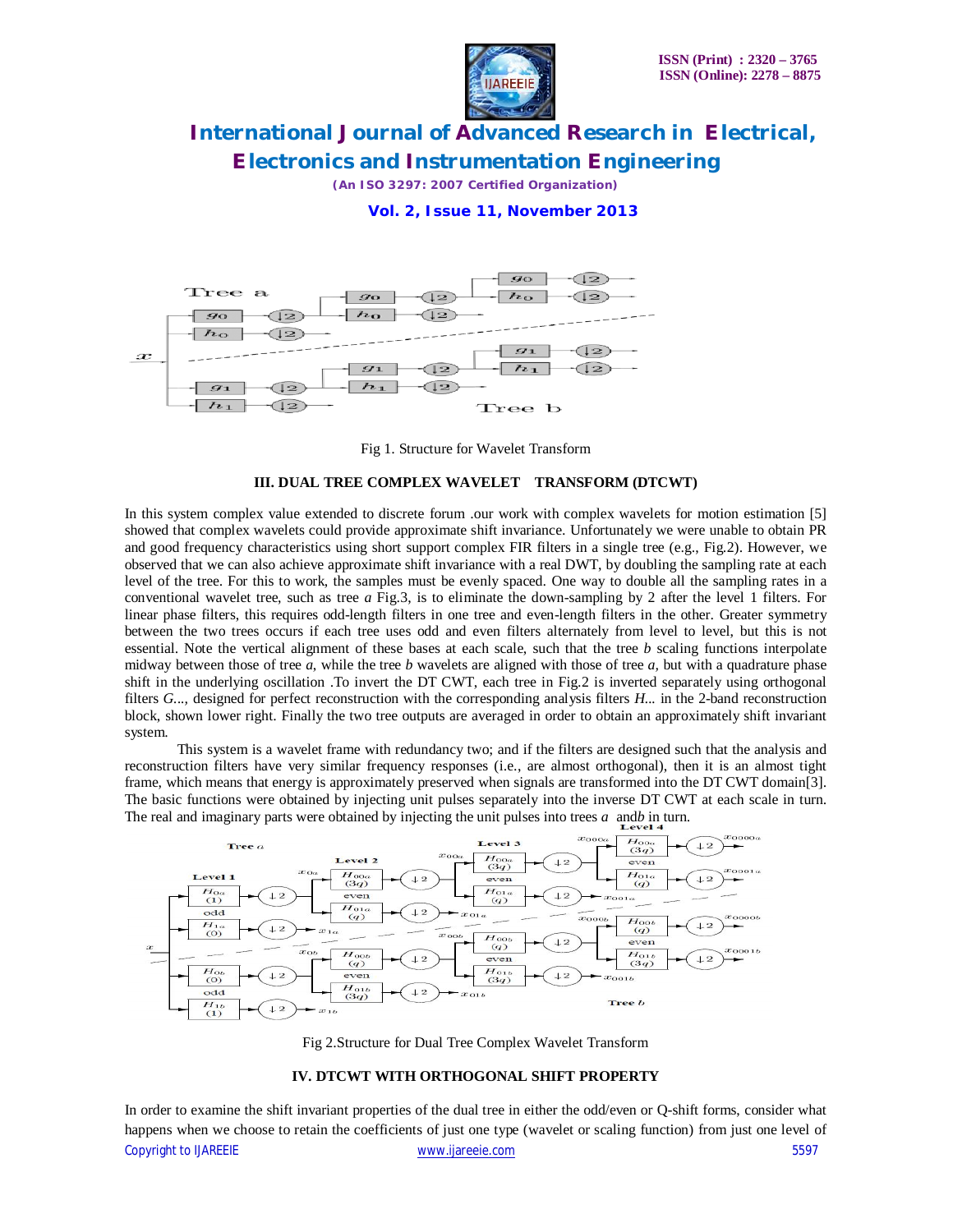Fig 1. Structure for Wavelet Transform

### III. DUAL TREE COMPLEX WAVELET TRANSFORM (DTCWT)

In this system complex value extended to discrete forum .our work with complex wavelets for motion estimation [5] showed that complex wavelets could provide approximate shift invariance. Unfortunately we were unable to obtain PR and good frequency characteristics using short support complex FIR filters in a single tree (e.g., Fig.2). However, we observed that we can also achieve approximate shift invariance with a real DWT, by doubling the sampling rate at each level of the tree. For this to work, the samples must be evenly spaced. One way to double all the sampling rates in a conventional wavelet tree, such as tree *a* Fig.3, is to eliminate the down-sampling by 2 after the level 1 filters. For linear phase filters, this requires odd-length filters in one tree and even-length filters in the other. Greater symmetry between the two trees occurs if each tree uses odd and even filters alternately from level to level, but this is not essential. Note the vertical alignment of these bases at each scale, such that the tree *b* scaling functions interpolate midway between those of tree *a*, while the tree *b* wavelets are aligned with those of tree *a,* but with a quadrature phase shift in the underlying oscillation .To invert the DT CWT, each tree in Fig.2 is inverted separately using orthogonal filters *G...,* designed for perfect reconstruction with the corresponding analysis filters *H...* in the 2-band reconstruction block, shown lower right. Finally the two tree outputs are averaged in order to obtain an approximately shift invariant system.

This system is a wavelet frame with redundancy two; and if the filters are designed such that the analysis and reconstruction filters have very similar frequency responses (i.e., are almost orthogonal), then it is an almost tight frame, which means that energy is approximately preserved when signals are transformed into the DT CWT domain[3]. The basic functions were obtained by injecting unit pulses separately into the inverse DT CWT at each scale in turn. The real and imaginary parts were obtained by injecting the unit pulses into trees *a* and*b* in turn.

Fig 2.Structure for Dual Tree Complex Wavelet Transform

### IV. DTCWT WITH ORTHOGONAL SHIFT PROPERTY

In order to examine the shift invariant properties of the dual tree in either the odd/even or Q-shift forms, consider what happens when we choose to retain the coefficients of just one type (wavelet or scaling function) from just one level of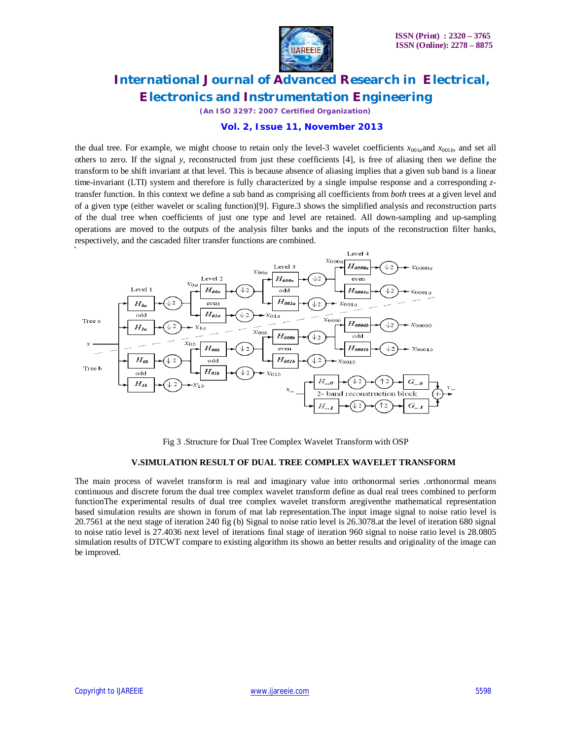the dual tree. For example, we might choose to retain only the level-3 wavelet coefficients $x_{001a}$and $x_{001b}$, and set all others to zero. If the signal *y*, reconstructed from just these coefficients [4], is free of aliasing then we define the transform to be shift invariant at that level. This is because absence of aliasing implies that a given sub band is a linear time-invariant (LTI) system and therefore is fully characterized by a single impulse response and a corresponding *z*-transfer function. In this context we define a sub band as comprising all coefficients from *both* trees at a given level and of a given type (either wavelet or scaling function)[9]. Figure.3 shows the simplified analysis and reconstruction parts of the dual tree when coefficients of just one type and level are retained. All down-sampling and up-sampling operations are moved to the outputs of the analysis filter banks and the inputs of the reconstruction filter banks, respectively, and the cascaded filter transfer functions are combined.

Fig 3 .Structure for Dual Tree Complex Wavelet Transform with OSP

## V.SIMULATION RESULT OF DUAL TREE COMPLEX WAVELET TRANSFORM

The main process of wavelet transform is real and imaginary value into orthonormal series .orthonormal means continuous and discrete forum the dual tree complex wavelet transform define as dual real trees combined to perform functionThe experimental results of dual tree complex wavelet transform aregiventhe mathematical representation based simulation results are shown in forum of mat lab representation.The input image signal to noise ratio level is 20.7561 at the next stage of iteration 240 fig (b) Signal to noise ratio level is 26.3078.at the level of iteration 680 signal to noise ratio level is 27.4036 next level of iterations final stage of iteration 960 signal to noise ratio level is 28.0805 simulation results of DTCWT compare to existing algorithm its shown an better results and originality of the image can be improved.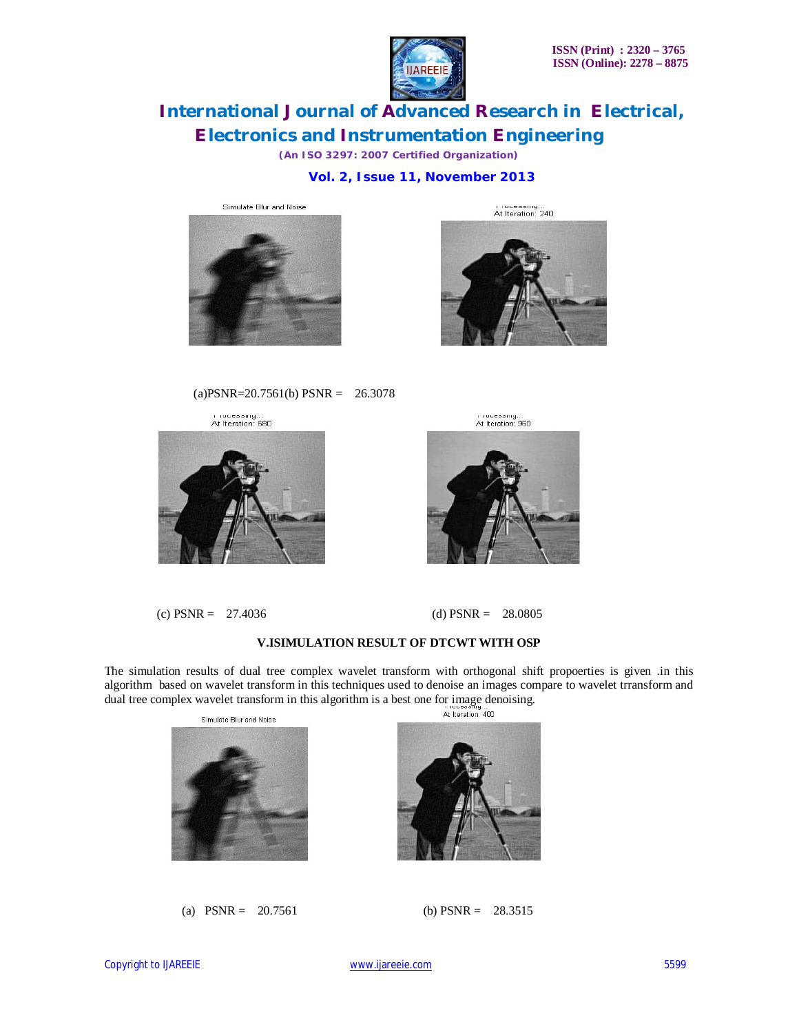(a)PSNR=20.7561(b) PSNR = 26.3078

(c) PSNR = 27.4036

(d) PSNR = 28.0805

### V.ISIMULATION RESULT OF DTCWT WITH OSP

The simulation results of dual tree complex wavelet transform with orthogonal shift propoerties is given .in this algorithm based on wavelet transform in this techniques used to denoise an images compare to wavelet trransform and dual tree complex wavelet transform in this algorithm is a best one for image denoising.

(a) PSNR = 20.7561

(b) PSNR = 28.3515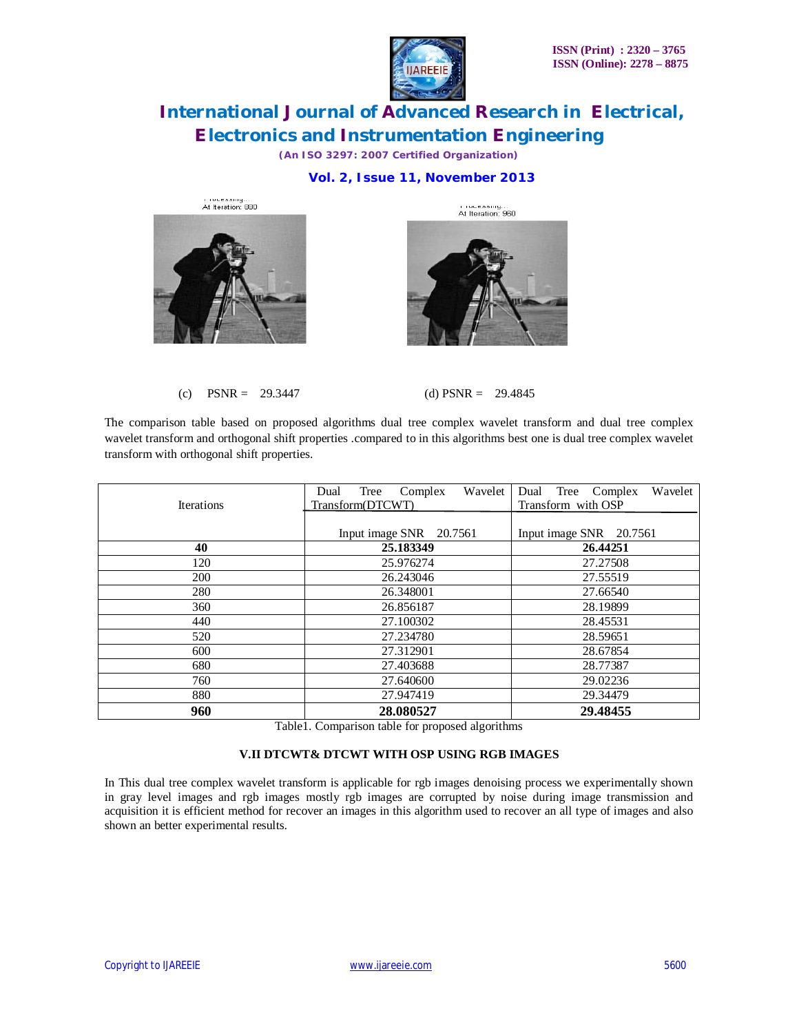(c) PSNR = 29.3447

(d) PSNR = 29.4845

The comparison table based on proposed algorithms dual tree complex wavelet transform and dual tree complex wavelet transform and orthogonal shift properties .compared to in this algorithms best one is dual tree complex wavelet transform with orthogonal shift properties.

| Iterations | Dual Tree Complex Wavelet Transform(DTCWT) | Dual Tree Complex Wavelet Transform with OSP |
|---|---|---|
| | Input image SNR 20.7561 | Input image SNR 20.7561 |
| **40** | **25.183349** | **26.44251** |
| 120 | 25.976274 | 27.27508 |
| 200 | 26.243046 | 27.55519 |
| 280 | 26.348001 | 27.66540 |
| 360 | 26.856187 | 28.19899 |
| 440 | 27.100302 | 28.45531 |
| 520 | 27.234780 | 28.59651 |
| 600 | 27.312901 | 28.67854 |
| 680 | 27.403688 | 28.77387 |
| 760 | 27.640600 | 29.02236 |
| 880 | 27.947419 | 29.34479 |
| **960** | **28.080527** | **29.48455** |

Table1. Comparison table for proposed algorithms

### V.II DTCWT& DTCWT WITH OSP USING RGB IMAGES

In This dual tree complex wavelet transform is applicable for rgb images denoising process we experimentally shown in gray level images and rgb images mostly rgb images are corrupted by noise during image transmission and acquisition it is efficient method for recover an images in this algorithm used to recover an all type of images and also shown an better experimental results.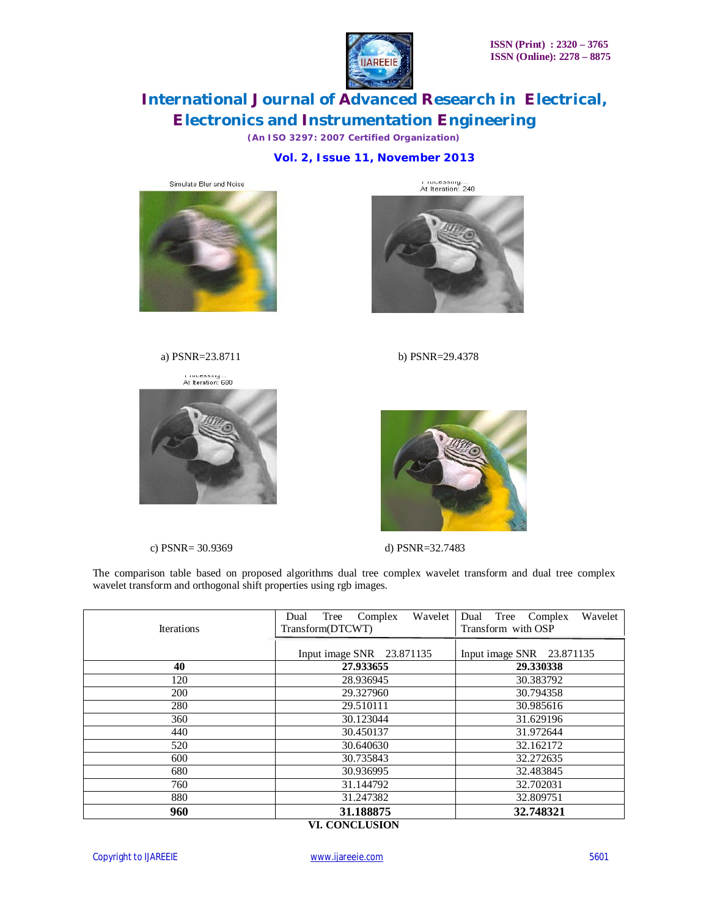Simulate Blur and Noise

Processing...
At Iteration: 240

a) PSNR=23.8711

b) PSNR=29.4378

Processing...
At Iteration: 680

c) PSNR= 30.9369

d) PSNR=32.7483

The comparison table based on proposed algorithms dual tree complex wavelet transform and dual tree complex wavelet transform and orthogonal shift properties using rgb images.

| Iterations | Dual Tree Complex Wavelet Transform(DTCWT) | Dual Tree Complex Wavelet Transform with OSP |
|---|---|---|
| | Input image SNR 23.871135 | Input image SNR 23.871135 |
| **40** | **27.933655** | **29.330338** |
| 120 | 28.936945 | 30.383792 |
| 200 | 29.327960 | 30.794358 |
| 280 | 29.510111 | 30.985616 |
| 360 | 30.123044 | 31.629196 |
| 440 | 30.450137 | 31.972644 |
| 520 | 30.640630 | 32.162172 |
| 600 | 30.735843 | 32.272635 |
| 680 | 30.936995 | 32.483845 |
| 760 | 31.144792 | 32.702031 |
| 880 | 31.247382 | 32.809751 |
| **960** | **31.188875** | **32.748321** |

## VI. CONCLUSION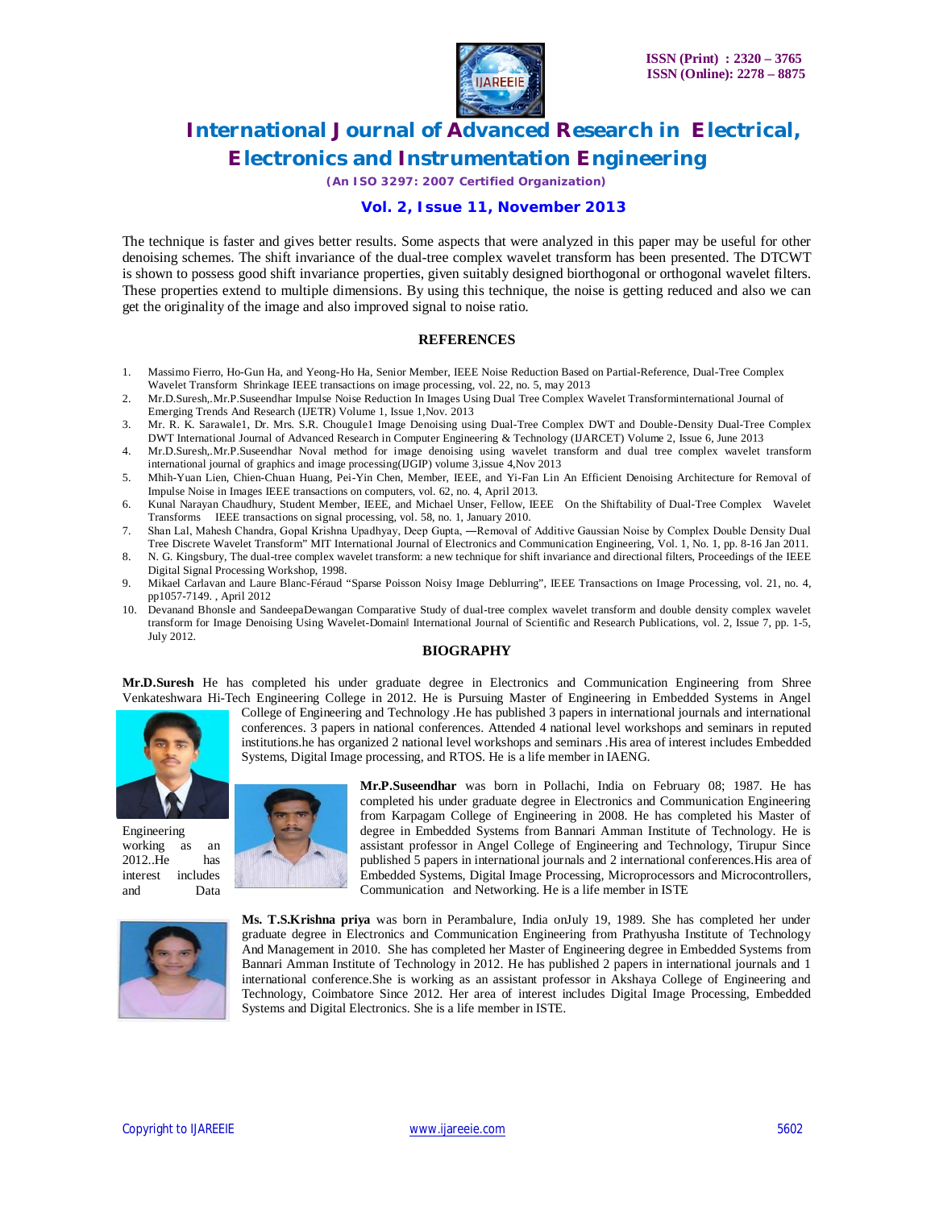The technique is faster and gives better results. Some aspects that were analyzed in this paper may be useful for other denoising schemes. The shift invariance of the dual-tree complex wavelet transform has been presented. The DTCWT is shown to possess good shift invariance properties, given suitably designed biorthogonal or orthogonal wavelet filters. These properties extend to multiple dimensions. By using this technique, the noise is getting reduced and also we can get the originality of the image and also improved signal to noise ratio.

## REFERENCES

1. Massimo Fierro, Ho-Gun Ha, and Yeong-Ho Ha, Senior Member, IEEE Noise Reduction Based on Partial-Reference, Dual-Tree Complex Wavelet Transform Shrinkage IEEE transactions on image processing, vol. 22, no. 5, may 2013
2. Mr.D.Suresh,.Mr.P.Suseendhar Impulse Noise Reduction In Images Using Dual Tree Complex Wavelet Transforminternational Journal of Emerging Trends And Research (IJETR) Volume 1, Issue 1,Nov. 2013
3. Mr. R. K. Sarawale1, Dr. Mrs. S.R. Chougule1 Image Denoising using Dual-Tree Complex DWT and Double-Density Dual-Tree Complex DWT International Journal of Advanced Research in Computer Engineering & Technology (IJARCET) Volume 2, Issue 6, June 2013
4. Mr.D.Suresh,.Mr.P.Suseendhar Noval method for image denoising using wavelet transform and dual tree complex wavelet transform international journal of graphics and image processing(IJGIP) volume 3,issue 4,Nov 2013
5. Mhih-Yuan Lien, Chien-Chuan Huang, Pei-Yin Chen, Member, IEEE, and Yi-Fan Lin An Efficient Denoising Architecture for Removal of Impulse Noise in Images IEEE transactions on computers, vol. 62, no. 4, April 2013.
6. Kunal Narayan Chaudhury, Student Member, IEEE, and Michael Unser, Fellow, IEEE On the Shiftability of Dual-Tree Complex Wavelet Transforms IEEE transactions on signal processing, vol. 58, no. 1, January 2010.
7. Shan Lal, Mahesh Chandra, Gopal Krishna Upadhyay, Deep Gupta, ―Removal of Additive Gaussian Noise by Complex Double Density Dual Tree Discrete Wavelet Transform" MIT International Journal of Electronics and Communication Engineering, Vol. 1, No. 1, pp. 8-16 Jan 2011.
8. N. G. Kingsbury, The dual-tree complex wavelet transform: a new technique for shift invariance and directional filters, Proceedings of the IEEE Digital Signal Processing Workshop, 1998.
9. Mikael Carlavan and Laure Blanc-Féraud "Sparse Poisson Noisy Image Deblurring", IEEE Transactions on Image Processing, vol. 21, no. 4, pp1057-7149. , April 2012
10. Devanand Bhonsle and SandeepaDewangan Comparative Study of dual-tree complex wavelet transform and double density complex wavelet transform for Image Denoising Using Wavelet-Domain‖ International Journal of Scientific and Research Publications, vol. 2, Issue 7, pp. 1-5, July 2012.

## BIOGRAPHY

**Mr.D.Suresh** He has completed his under graduate degree in Electronics and Communication Engineering from Shree Venkateshwara Hi-Tech Engineering College in 2012. He is Pursuing Master of Engineering in Embedded Systems in Angel College of Engineering and Technology .He has published 3 papers in international journals and international conferences. 3 papers in national conferences. Attended 4 national level workshops and seminars in reputed institutions.he has organized 2 national level workshops and seminars .His area of interest includes Embedded Systems, Digital Image processing, and RTOS. He is a life member in IAENG.

Engineering working as an 2012..He has interest includes and Data

**Mr.P.Suseendhar** was born in Pollachi, India on February 08; 1987. He has completed his under graduate degree in Electronics and Communication Engineering from Karpagam College of Engineering in 2008. He has completed his Master of degree in Embedded Systems from Bannari Amman Institute of Technology. He is assistant professor in Angel College of Engineering and Technology, Tirupur Since published 5 papers in international journals and 2 international conferences.His area of Embedded Systems, Digital Image Processing, Microprocessors and Microcontrollers, Communication and Networking. He is a life member in ISTE

**Ms. T.S.Krishna priya** was born in Perambalure, India onJuly 19, 1989. She has completed her under graduate degree in Electronics and Communication Engineering from Prathyusha Institute of Technology And Management in 2010. She has completed her Master of Engineering degree in Embedded Systems from Bannari Amman Institute of Technology in 2012. He has published 2 papers in international journals and 1 international conference.She is working as an assistant professor in Akshaya College of Engineering and Technology, Coimbatore Since 2012. Her area of interest includes Digital Image Processing, Embedded Systems and Digital Electronics. She is a life member in ISTE.